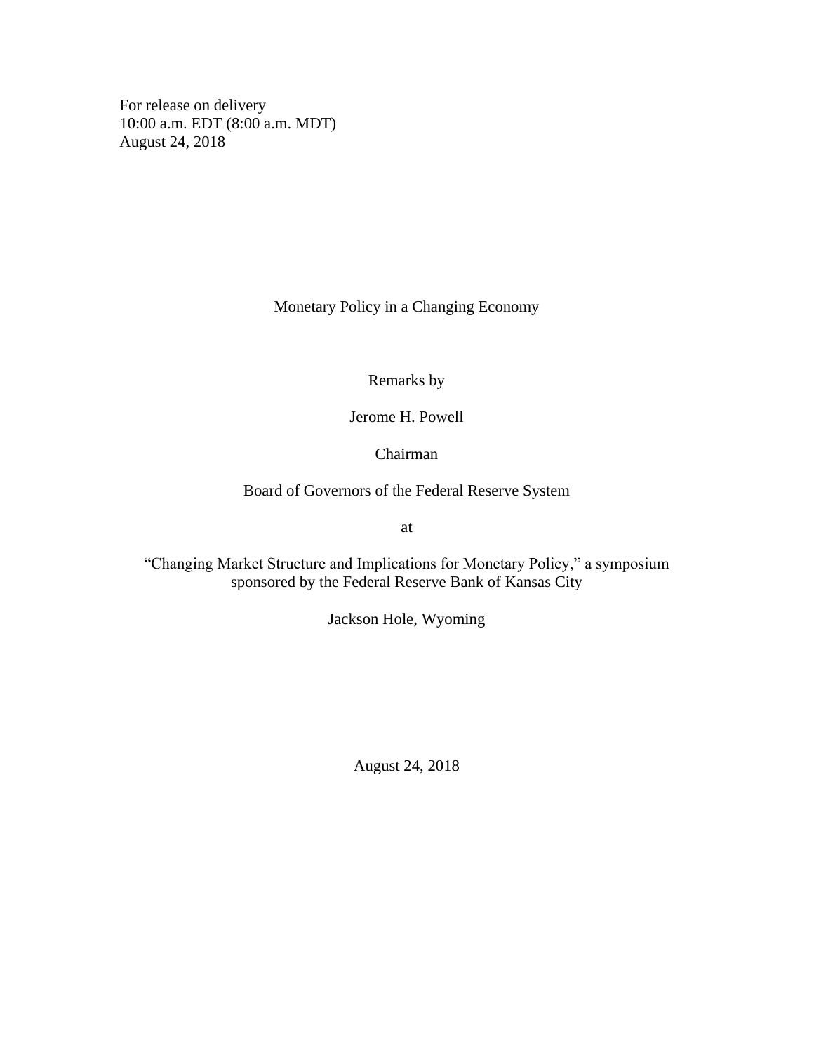For release on delivery
10:00 a.m. EDT (8:00 a.m. MDT)
August 24, 2018

# Monetary Policy in a Changing Economy

Remarks by

Jerome H. Powell

Chairman

Board of Governors of the Federal Reserve System

at

"Changing Market Structure and Implications for Monetary Policy," a symposium sponsored by the Federal Reserve Bank of Kansas City

Jackson Hole, Wyoming

August 24, 2018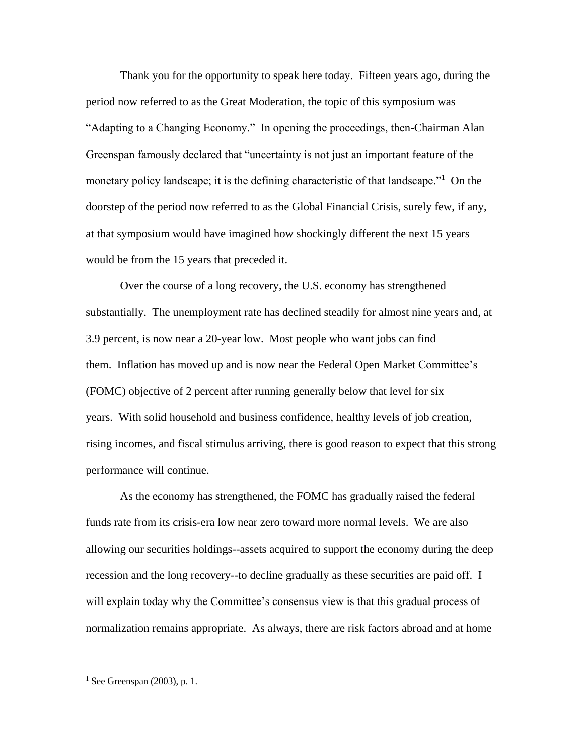Thank you for the opportunity to speak here today. Fifteen years ago, during the period now referred to as the Great Moderation, the topic of this symposium was "Adapting to a Changing Economy." In opening the proceedings, then-Chairman Alan Greenspan famously declared that "uncertainty is not just an important feature of the monetary policy landscape; it is the defining characteristic of that landscape."[1] On the doorstep of the period now referred to as the Global Financial Crisis, surely few, if any, at that symposium would have imagined how shockingly different the next 15 years would be from the 15 years that preceded it.

Over the course of a long recovery, the U.S. economy has strengthened substantially. The unemployment rate has declined steadily for almost nine years and, at 3.9 percent, is now near a 20-year low. Most people who want jobs can find them. Inflation has moved up and is now near the Federal Open Market Committee's (FOMC) objective of 2 percent after running generally below that level for six years. With solid household and business confidence, healthy levels of job creation, rising incomes, and fiscal stimulus arriving, there is good reason to expect that this strong performance will continue.

As the economy has strengthened, the FOMC has gradually raised the federal funds rate from its crisis-era low near zero toward more normal levels. We are also allowing our securities holdings--assets acquired to support the economy during the deep recession and the long recovery--to decline gradually as these securities are paid off. I will explain today why the Committee's consensus view is that this gradual process of normalization remains appropriate. As always, there are risk factors abroad and at home

[1] See Greenspan (2003), p. 1.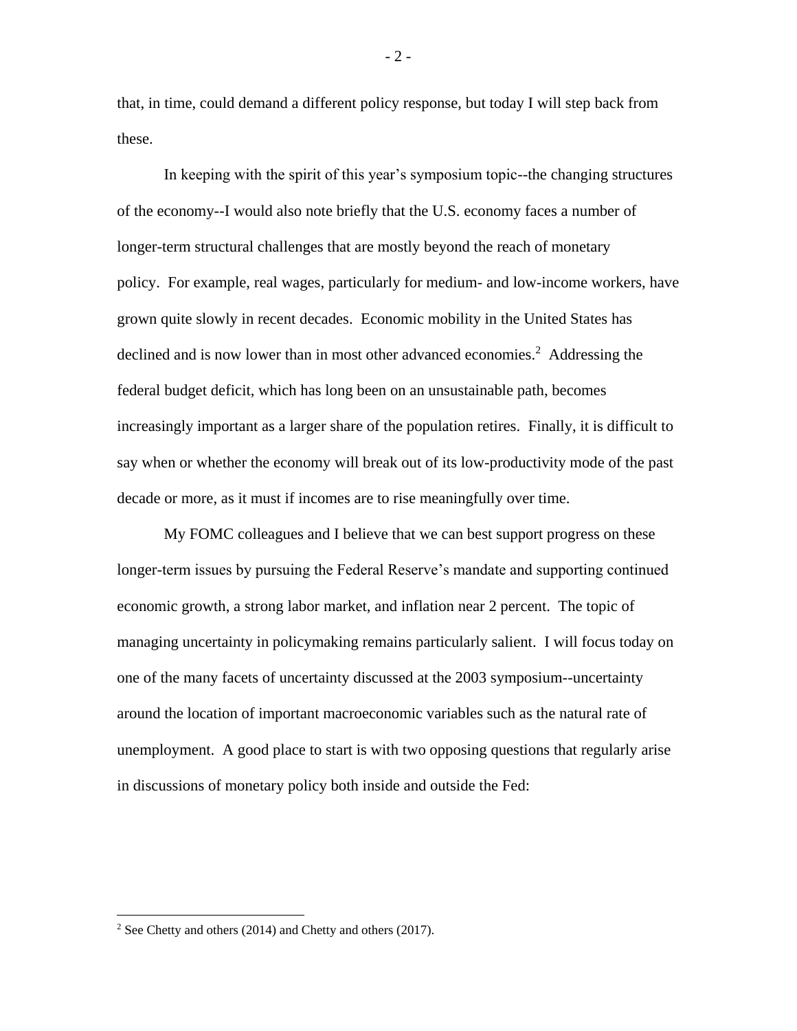that, in time, could demand a different policy response, but today I will step back from these.

In keeping with the spirit of this year's symposium topic--the changing structures of the economy--I would also note briefly that the U.S. economy faces a number of longer-term structural challenges that are mostly beyond the reach of monetary policy. For example, real wages, particularly for medium- and low-income workers, have grown quite slowly in recent decades. Economic mobility in the United States has declined and is now lower than in most other advanced economies.[2] Addressing the federal budget deficit, which has long been on an unsustainable path, becomes increasingly important as a larger share of the population retires. Finally, it is difficult to say when or whether the economy will break out of its low-productivity mode of the past decade or more, as it must if incomes are to rise meaningfully over time.

My FOMC colleagues and I believe that we can best support progress on these longer-term issues by pursuing the Federal Reserve's mandate and supporting continued economic growth, a strong labor market, and inflation near 2 percent. The topic of managing uncertainty in policymaking remains particularly salient. I will focus today on one of the many facets of uncertainty discussed at the 2003 symposium--uncertainty around the location of important macroeconomic variables such as the natural rate of unemployment. A good place to start is with two opposing questions that regularly arise in discussions of monetary policy both inside and outside the Fed:

---

[2] See Chetty and others (2014) and Chetty and others (2017).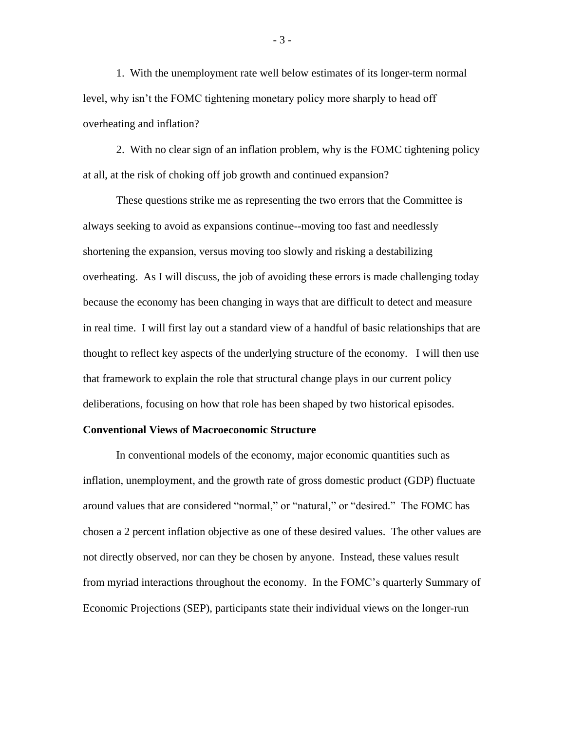1. With the unemployment rate well below estimates of its longer-term normal level, why isn't the FOMC tightening monetary policy more sharply to head off overheating and inflation?

2. With no clear sign of an inflation problem, why is the FOMC tightening policy at all, at the risk of choking off job growth and continued expansion?

These questions strike me as representing the two errors that the Committee is always seeking to avoid as expansions continue--moving too fast and needlessly shortening the expansion, versus moving too slowly and risking a destabilizing overheating. As I will discuss, the job of avoiding these errors is made challenging today because the economy has been changing in ways that are difficult to detect and measure in real time. I will first lay out a standard view of a handful of basic relationships that are thought to reflect key aspects of the underlying structure of the economy. I will then use that framework to explain the role that structural change plays in our current policy deliberations, focusing on how that role has been shaped by two historical episodes.

**Conventional Views of Macroeconomic Structure**

In conventional models of the economy, major economic quantities such as inflation, unemployment, and the growth rate of gross domestic product (GDP) fluctuate around values that are considered "normal," or "natural," or "desired." The FOMC has chosen a 2 percent inflation objective as one of these desired values. The other values are not directly observed, nor can they be chosen by anyone. Instead, these values result from myriad interactions throughout the economy. In the FOMC's quarterly Summary of Economic Projections (SEP), participants state their individual views on the longer-run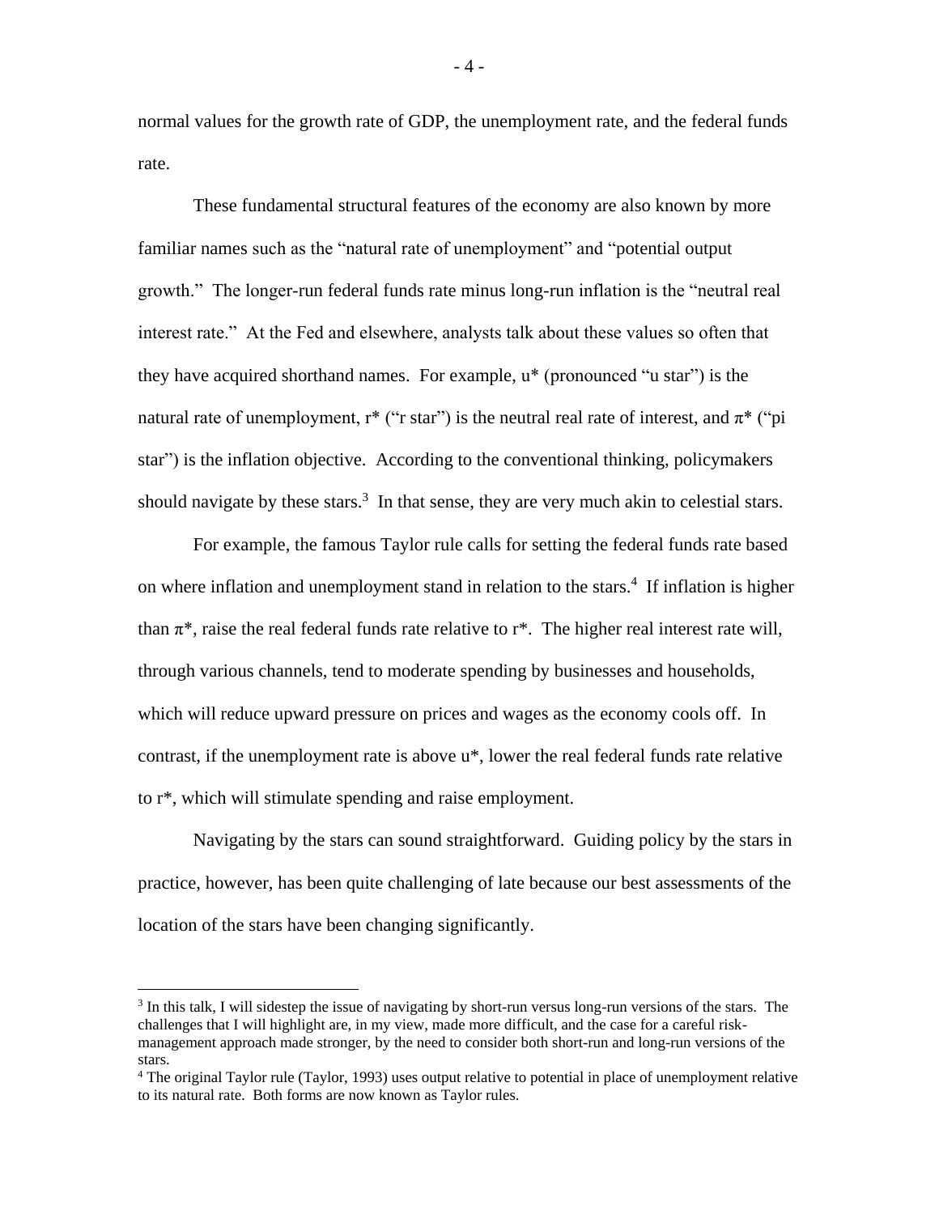normal values for the growth rate of GDP, the unemployment rate, and the federal funds rate.

These fundamental structural features of the economy are also known by more familiar names such as the "natural rate of unemployment" and "potential output growth." The longer-run federal funds rate minus long-run inflation is the "neutral real interest rate." At the Fed and elsewhere, analysts talk about these values so often that they have acquired shorthand names. For example, $u^*$ (pronounced "u star") is the natural rate of unemployment, $r^*$ ("r star") is the neutral real rate of interest, and $\pi^*$ ("pi star") is the inflation objective. According to the conventional thinking, policymakers should navigate by these stars.[3] In that sense, they are very much akin to celestial stars.

For example, the famous Taylor rule calls for setting the federal funds rate based on where inflation and unemployment stand in relation to the stars.[4] If inflation is higher than $\pi^*$, raise the real federal funds rate relative to $r^*$. The higher real interest rate will, through various channels, tend to moderate spending by businesses and households, which will reduce upward pressure on prices and wages as the economy cools off. In contrast, if the unemployment rate is above $u^*$, lower the real federal funds rate relative to $r^*$, which will stimulate spending and raise employment.

Navigating by the stars can sound straightforward. Guiding policy by the stars in practice, however, has been quite challenging of late because our best assessments of the location of the stars have been changing significantly.

---

[3] In this talk, I will sidestep the issue of navigating by short-run versus long-run versions of the stars. The challenges that I will highlight are, in my view, made more difficult, and the case for a careful risk-management approach made stronger, by the need to consider both short-run and long-run versions of the stars.

[4] The original Taylor rule (Taylor, 1993) uses output relative to potential in place of unemployment relative to its natural rate. Both forms are now known as Taylor rules.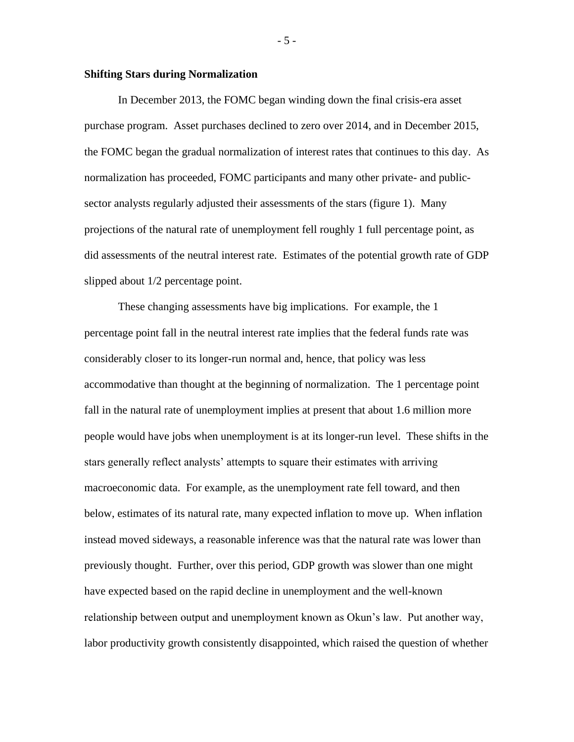**Shifting Stars during Normalization**

In December 2013, the FOMC began winding down the final crisis-era asset purchase program. Asset purchases declined to zero over 2014, and in December 2015, the FOMC began the gradual normalization of interest rates that continues to this day. As normalization has proceeded, FOMC participants and many other private- and public-sector analysts regularly adjusted their assessments of the stars (figure 1). Many projections of the natural rate of unemployment fell roughly 1 full percentage point, as did assessments of the neutral interest rate. Estimates of the potential growth rate of GDP slipped about 1/2 percentage point.

These changing assessments have big implications. For example, the 1 percentage point fall in the neutral interest rate implies that the federal funds rate was considerably closer to its longer-run normal and, hence, that policy was less accommodative than thought at the beginning of normalization. The 1 percentage point fall in the natural rate of unemployment implies at present that about 1.6 million more people would have jobs when unemployment is at its longer-run level. These shifts in the stars generally reflect analysts' attempts to square their estimates with arriving macroeconomic data. For example, as the unemployment rate fell toward, and then below, estimates of its natural rate, many expected inflation to move up. When inflation instead moved sideways, a reasonable inference was that the natural rate was lower than previously thought. Further, over this period, GDP growth was slower than one might have expected based on the rapid decline in unemployment and the well-known relationship between output and unemployment known as Okun's law. Put another way, labor productivity growth consistently disappointed, which raised the question of whether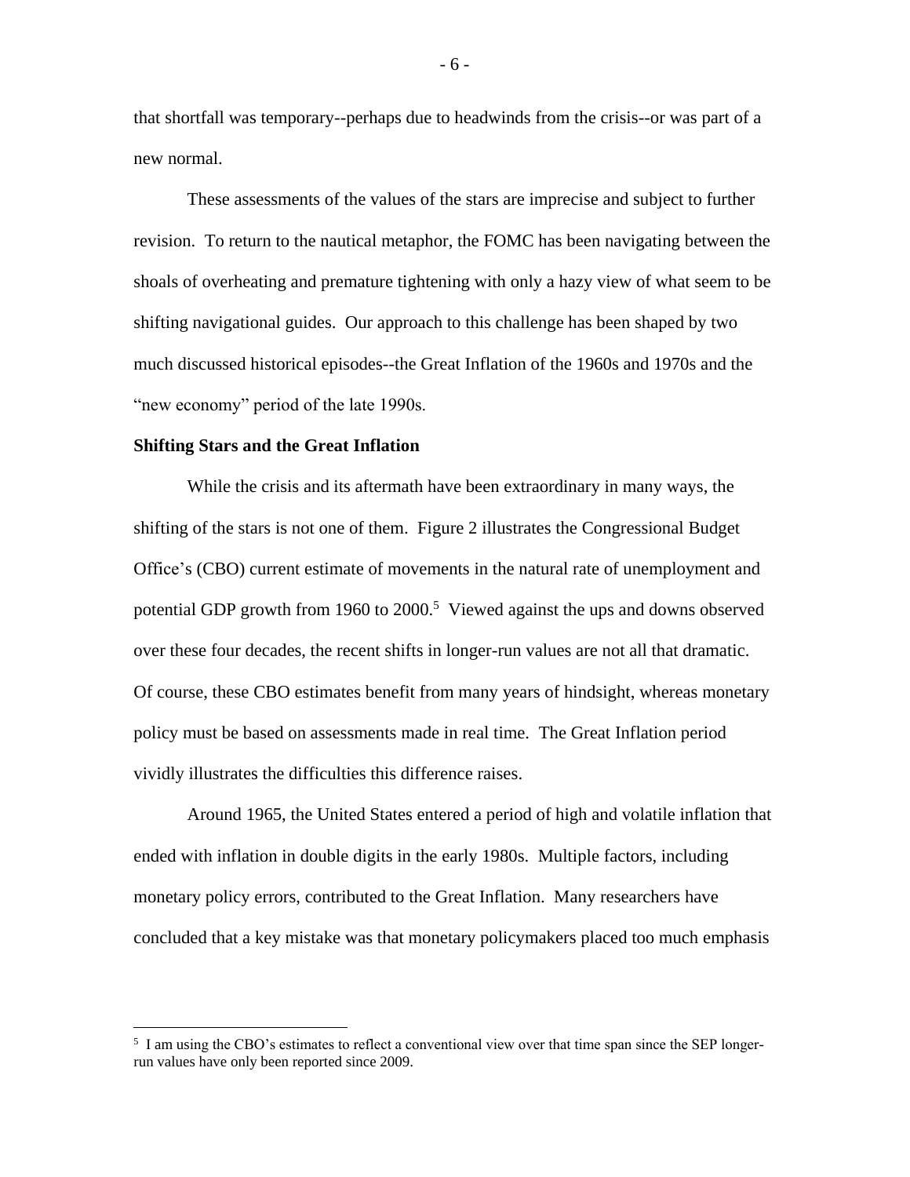that shortfall was temporary--perhaps due to headwinds from the crisis--or was part of a new normal.

These assessments of the values of the stars are imprecise and subject to further revision. To return to the nautical metaphor, the FOMC has been navigating between the shoals of overheating and premature tightening with only a hazy view of what seem to be shifting navigational guides. Our approach to this challenge has been shaped by two much discussed historical episodes--the Great Inflation of the 1960s and 1970s and the "new economy" period of the late 1990s.

**Shifting Stars and the Great Inflation**

While the crisis and its aftermath have been extraordinary in many ways, the shifting of the stars is not one of them. Figure 2 illustrates the Congressional Budget Office's (CBO) current estimate of movements in the natural rate of unemployment and potential GDP growth from 1960 to 2000.[5] Viewed against the ups and downs observed over these four decades, the recent shifts in longer-run values are not all that dramatic. Of course, these CBO estimates benefit from many years of hindsight, whereas monetary policy must be based on assessments made in real time. The Great Inflation period vividly illustrates the difficulties this difference raises.

Around 1965, the United States entered a period of high and volatile inflation that ended with inflation in double digits in the early 1980s. Multiple factors, including monetary policy errors, contributed to the Great Inflation. Many researchers have concluded that a key mistake was that monetary policymakers placed too much emphasis

[5] I am using the CBO's estimates to reflect a conventional view over that time span since the SEP longer-run values have only been reported since 2009.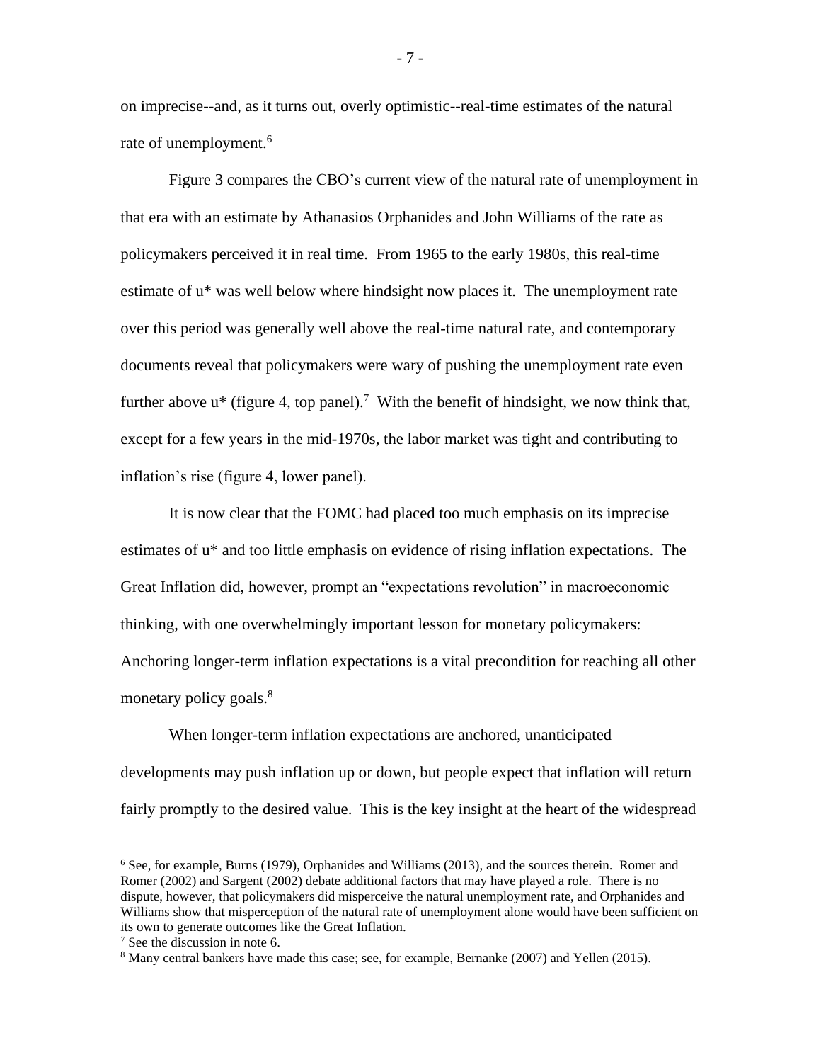on imprecise--and, as it turns out, overly optimistic--real-time estimates of the natural rate of unemployment.[6]

Figure 3 compares the CBO's current view of the natural rate of unemployment in that era with an estimate by Athanasios Orphanides and John Williams of the rate as policymakers perceived it in real time. From 1965 to the early 1980s, this real-time estimate of u* was well below where hindsight now places it. The unemployment rate over this period was generally well above the real-time natural rate, and contemporary documents reveal that policymakers were wary of pushing the unemployment rate even further above u* (figure 4, top panel).[7] With the benefit of hindsight, we now think that, except for a few years in the mid-1970s, the labor market was tight and contributing to inflation's rise (figure 4, lower panel).

It is now clear that the FOMC had placed too much emphasis on its imprecise estimates of u* and too little emphasis on evidence of rising inflation expectations. The Great Inflation did, however, prompt an "expectations revolution" in macroeconomic thinking, with one overwhelmingly important lesson for monetary policymakers: Anchoring longer-term inflation expectations is a vital precondition for reaching all other monetary policy goals.[8]

When longer-term inflation expectations are anchored, unanticipated developments may push inflation up or down, but people expect that inflation will return fairly promptly to the desired value. This is the key insight at the heart of the widespread

---

[6] See, for example, Burns (1979), Orphanides and Williams (2013), and the sources therein. Romer and Romer (2002) and Sargent (2002) debate additional factors that may have played a role. There is no dispute, however, that policymakers did misperceive the natural unemployment rate, and Orphanides and Williams show that misperception of the natural rate of unemployment alone would have been sufficient on its own to generate outcomes like the Great Inflation.

[7] See the discussion in note 6.

[8] Many central bankers have made this case; see, for example, Bernanke (2007) and Yellen (2015).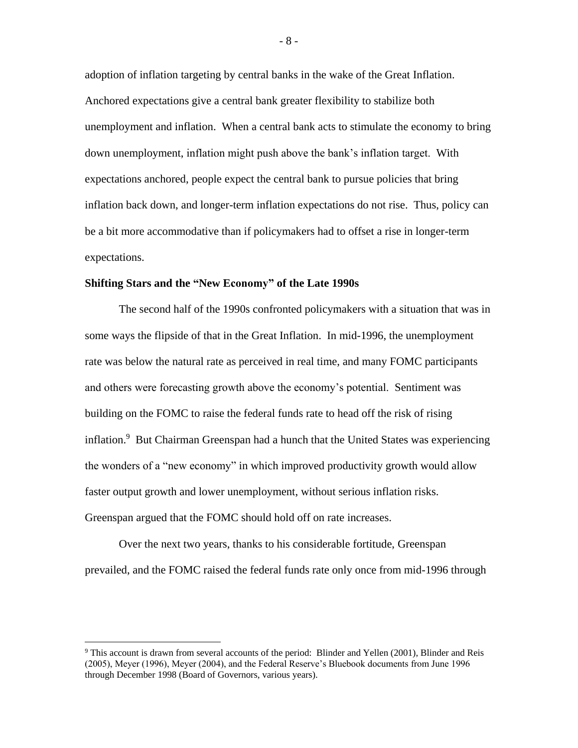adoption of inflation targeting by central banks in the wake of the Great Inflation. Anchored expectations give a central bank greater flexibility to stabilize both unemployment and inflation. When a central bank acts to stimulate the economy to bring down unemployment, inflation might push above the bank's inflation target. With expectations anchored, people expect the central bank to pursue policies that bring inflation back down, and longer-term inflation expectations do not rise. Thus, policy can be a bit more accommodative than if policymakers had to offset a rise in longer-term expectations.

**Shifting Stars and the "New Economy" of the Late 1990s**

The second half of the 1990s confronted policymakers with a situation that was in some ways the flipside of that in the Great Inflation. In mid-1996, the unemployment rate was below the natural rate as perceived in real time, and many FOMC participants and others were forecasting growth above the economy's potential. Sentiment was building on the FOMC to raise the federal funds rate to head off the risk of rising inflation.[9] But Chairman Greenspan had a hunch that the United States was experiencing the wonders of a "new economy" in which improved productivity growth would allow faster output growth and lower unemployment, without serious inflation risks. Greenspan argued that the FOMC should hold off on rate increases.

Over the next two years, thanks to his considerable fortitude, Greenspan prevailed, and the FOMC raised the federal funds rate only once from mid-1996 through

[9] This account is drawn from several accounts of the period: Blinder and Yellen (2001), Blinder and Reis (2005), Meyer (1996), Meyer (2004), and the Federal Reserve's Bluebook documents from June 1996 through December 1998 (Board of Governors, various years).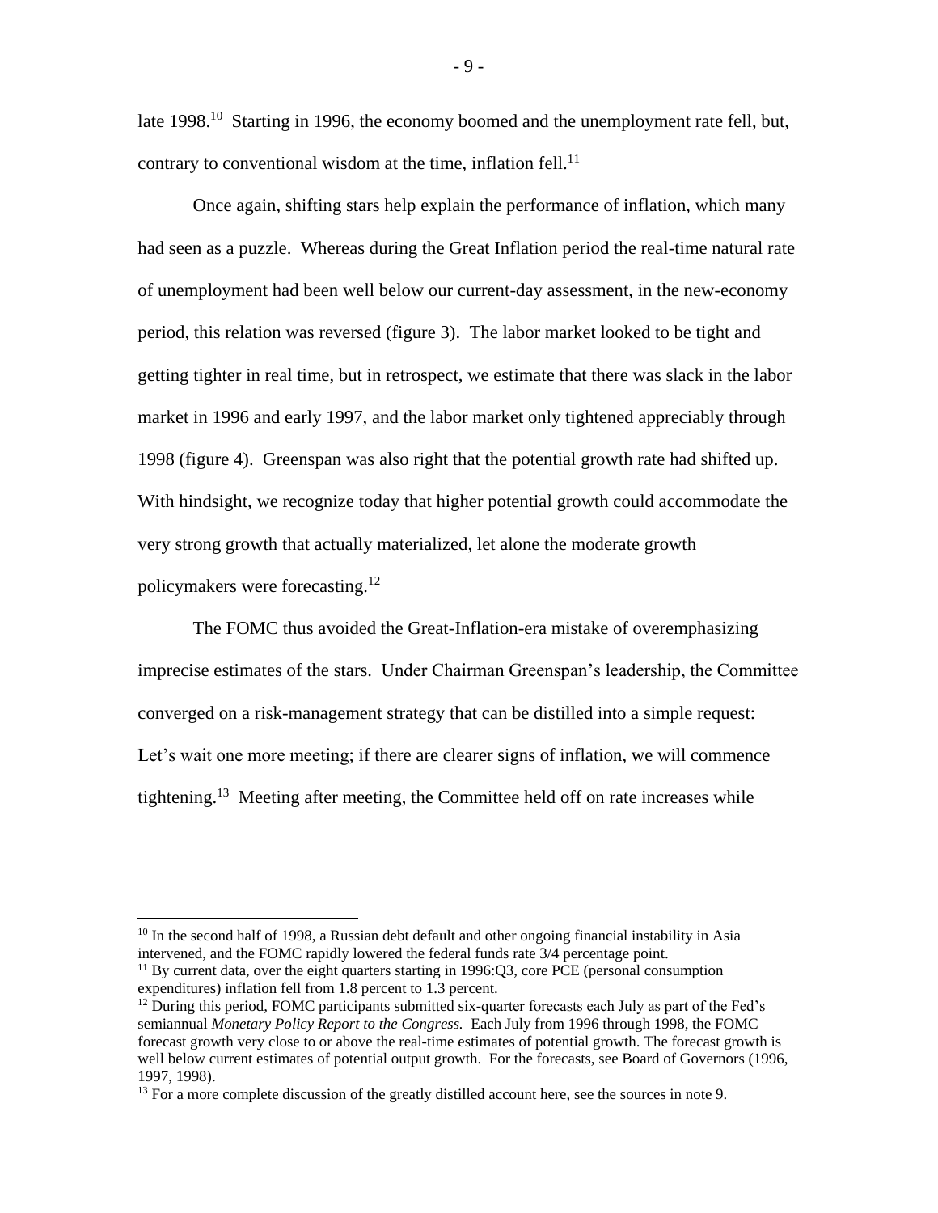late 1998.[10] Starting in 1996, the economy boomed and the unemployment rate fell, but, contrary to conventional wisdom at the time, inflation fell.[11]

Once again, shifting stars help explain the performance of inflation, which many had seen as a puzzle. Whereas during the Great Inflation period the real-time natural rate of unemployment had been well below our current-day assessment, in the new-economy period, this relation was reversed (figure 3). The labor market looked to be tight and getting tighter in real time, but in retrospect, we estimate that there was slack in the labor market in 1996 and early 1997, and the labor market only tightened appreciably through 1998 (figure 4). Greenspan was also right that the potential growth rate had shifted up. With hindsight, we recognize today that higher potential growth could accommodate the very strong growth that actually materialized, let alone the moderate growth policymakers were forecasting.[12]

The FOMC thus avoided the Great-Inflation-era mistake of overemphasizing imprecise estimates of the stars. Under Chairman Greenspan's leadership, the Committee converged on a risk-management strategy that can be distilled into a simple request: Let's wait one more meeting; if there are clearer signs of inflation, we will commence tightening.[13] Meeting after meeting, the Committee held off on rate increases while

[10] In the second half of 1998, a Russian debt default and other ongoing financial instability in Asia intervened, and the FOMC rapidly lowered the federal funds rate 3/4 percentage point.

[11] By current data, over the eight quarters starting in 1996:Q3, core PCE (personal consumption expenditures) inflation fell from 1.8 percent to 1.3 percent.

[12] During this period, FOMC participants submitted six-quarter forecasts each July as part of the Fed's semiannual *Monetary Policy Report to the Congress.* Each July from 1996 through 1998, the FOMC forecast growth very close to or above the real-time estimates of potential growth. The forecast growth is well below current estimates of potential output growth. For the forecasts, see Board of Governors (1996, 1997, 1998).

[13] For a more complete discussion of the greatly distilled account here, see the sources in note 9.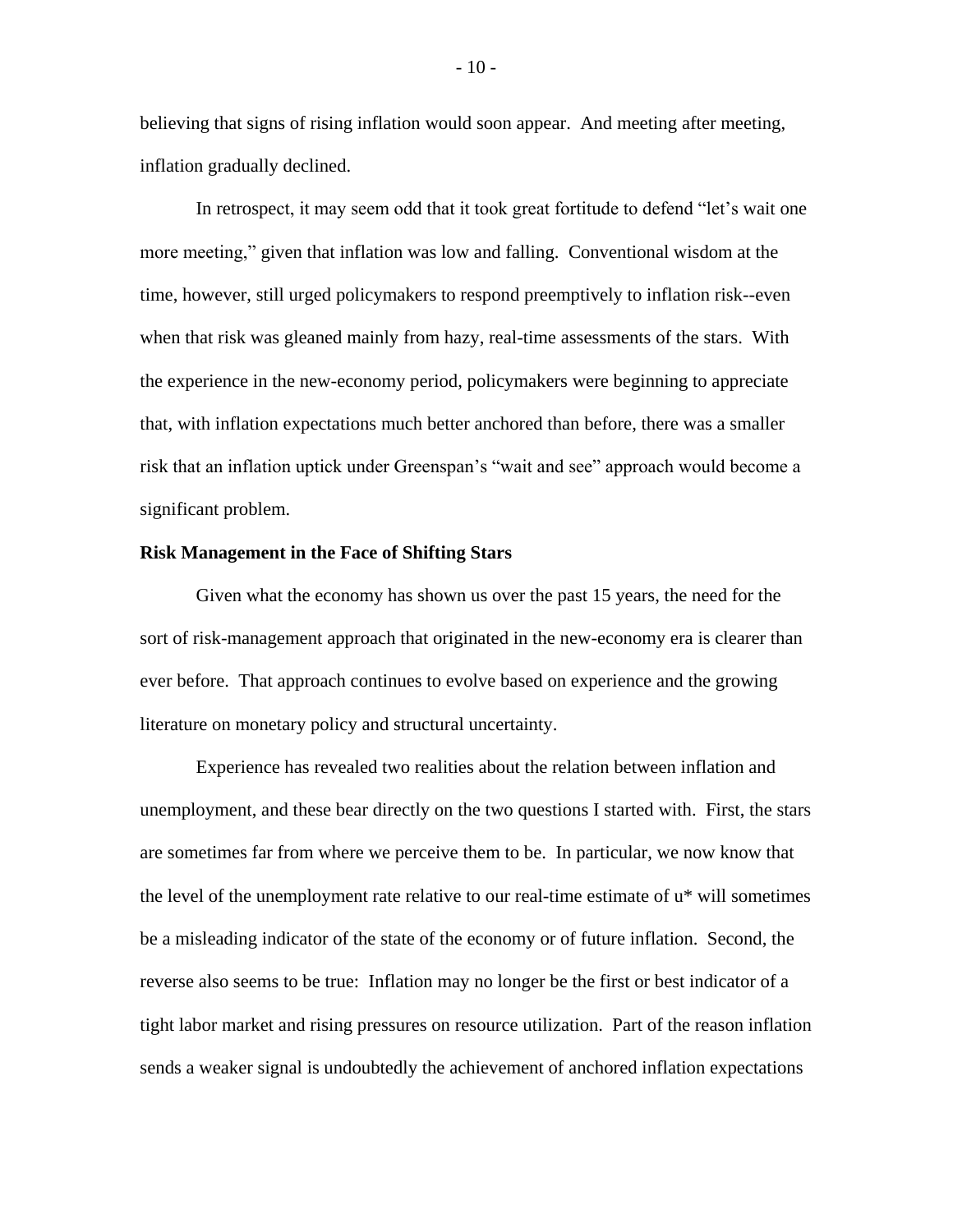believing that signs of rising inflation would soon appear. And meeting after meeting, inflation gradually declined.

In retrospect, it may seem odd that it took great fortitude to defend "let's wait one more meeting," given that inflation was low and falling. Conventional wisdom at the time, however, still urged policymakers to respond preemptively to inflation risk--even when that risk was gleaned mainly from hazy, real-time assessments of the stars. With the experience in the new-economy period, policymakers were beginning to appreciate that, with inflation expectations much better anchored than before, there was a smaller risk that an inflation uptick under Greenspan's "wait and see" approach would become a significant problem.

**Risk Management in the Face of Shifting Stars**

Given what the economy has shown us over the past 15 years, the need for the sort of risk-management approach that originated in the new-economy era is clearer than ever before. That approach continues to evolve based on experience and the growing literature on monetary policy and structural uncertainty.

Experience has revealed two realities about the relation between inflation and unemployment, and these bear directly on the two questions I started with. First, the stars are sometimes far from where we perceive them to be. In particular, we now know that the level of the unemployment rate relative to our real-time estimate of $u^*$ will sometimes be a misleading indicator of the state of the economy or of future inflation. Second, the reverse also seems to be true: Inflation may no longer be the first or best indicator of a tight labor market and rising pressures on resource utilization. Part of the reason inflation sends a weaker signal is undoubtedly the achievement of anchored inflation expectations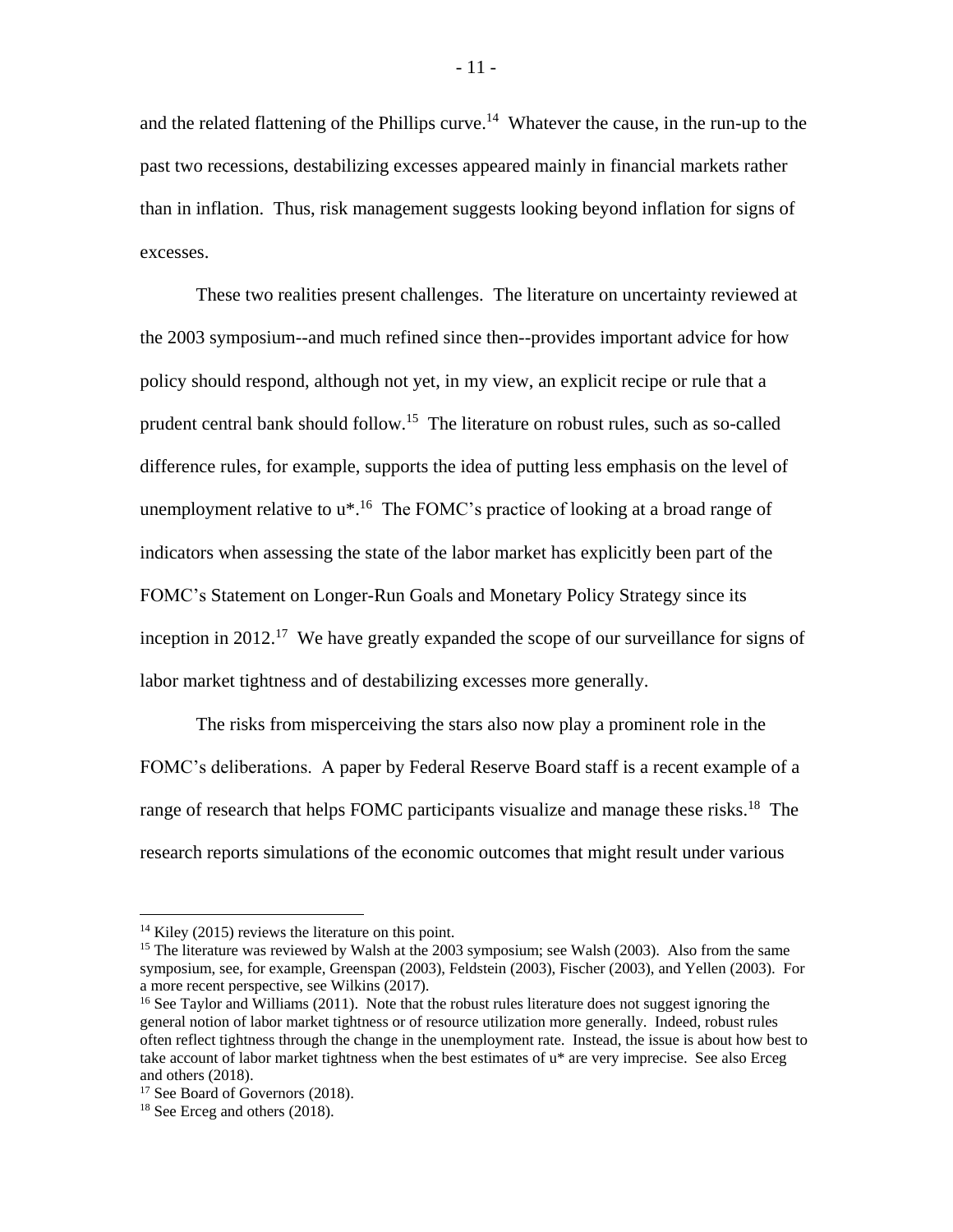and the related flattening of the Phillips curve.[14] Whatever the cause, in the run-up to the past two recessions, destabilizing excesses appeared mainly in financial markets rather than in inflation. Thus, risk management suggests looking beyond inflation for signs of excesses.

These two realities present challenges. The literature on uncertainty reviewed at the 2003 symposium--and much refined since then--provides important advice for how policy should respond, although not yet, in my view, an explicit recipe or rule that a prudent central bank should follow.[15] The literature on robust rules, such as so-called difference rules, for example, supports the idea of putting less emphasis on the level of unemployment relative to u*.[16] The FOMC's practice of looking at a broad range of indicators when assessing the state of the labor market has explicitly been part of the FOMC's Statement on Longer-Run Goals and Monetary Policy Strategy since its inception in 2012.[17] We have greatly expanded the scope of our surveillance for signs of labor market tightness and of destabilizing excesses more generally.

The risks from misperceiving the stars also now play a prominent role in the FOMC's deliberations. A paper by Federal Reserve Board staff is a recent example of a range of research that helps FOMC participants visualize and manage these risks.[18] The research reports simulations of the economic outcomes that might result under various

---

[14] Kiley (2015) reviews the literature on this point.

[15] The literature was reviewed by Walsh at the 2003 symposium; see Walsh (2003). Also from the same symposium, see, for example, Greenspan (2003), Feldstein (2003), Fischer (2003), and Yellen (2003). For a more recent perspective, see Wilkins (2017).

[16] See Taylor and Williams (2011). Note that the robust rules literature does not suggest ignoring the general notion of labor market tightness or of resource utilization more generally. Indeed, robust rules often reflect tightness through the change in the unemployment rate. Instead, the issue is about how best to take account of labor market tightness when the best estimates of u* are very imprecise. See also Erceg and others (2018).

[17] See Board of Governors (2018).

[18] See Erceg and others (2018).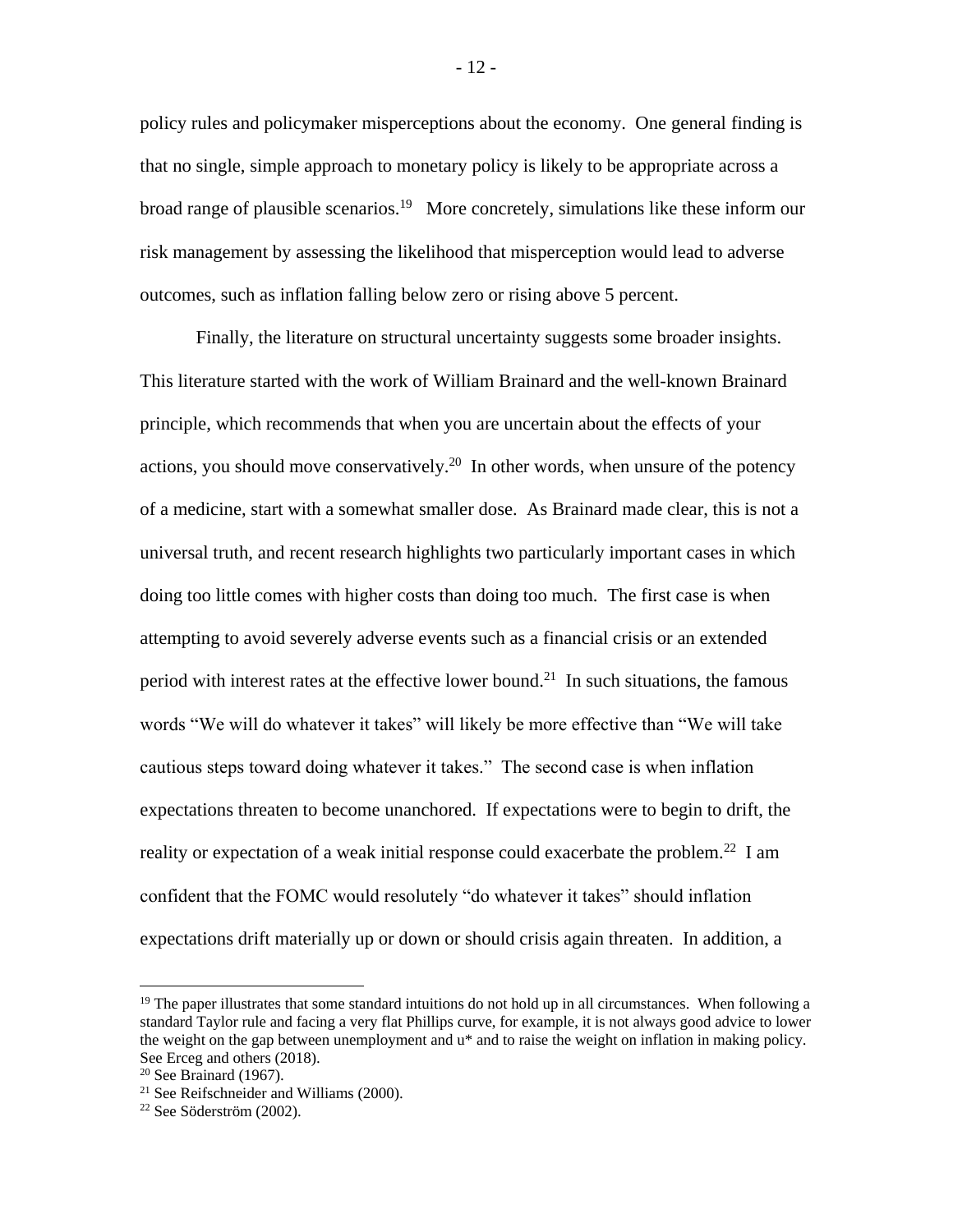policy rules and policymaker misperceptions about the economy. One general finding is that no single, simple approach to monetary policy is likely to be appropriate across a broad range of plausible scenarios.[19] More concretely, simulations like these inform our risk management by assessing the likelihood that misperception would lead to adverse outcomes, such as inflation falling below zero or rising above 5 percent.

Finally, the literature on structural uncertainty suggests some broader insights. This literature started with the work of William Brainard and the well-known Brainard principle, which recommends that when you are uncertain about the effects of your actions, you should move conservatively.[20] In other words, when unsure of the potency of a medicine, start with a somewhat smaller dose. As Brainard made clear, this is not a universal truth, and recent research highlights two particularly important cases in which doing too little comes with higher costs than doing too much. The first case is when attempting to avoid severely adverse events such as a financial crisis or an extended period with interest rates at the effective lower bound.[21] In such situations, the famous words "We will do whatever it takes" will likely be more effective than "We will take cautious steps toward doing whatever it takes." The second case is when inflation expectations threaten to become unanchored. If expectations were to begin to drift, the reality or expectation of a weak initial response could exacerbate the problem.[22] I am confident that the FOMC would resolutely "do whatever it takes" should inflation expectations drift materially up or down or should crisis again threaten. In addition, a

---

[19] The paper illustrates that some standard intuitions do not hold up in all circumstances. When following a standard Taylor rule and facing a very flat Phillips curve, for example, it is not always good advice to lower the weight on the gap between unemployment and u* and to raise the weight on inflation in making policy. See Erceg and others (2018).

[20] See Brainard (1967).

[21] See Reifschneider and Williams (2000).

[22] See Söderström (2002).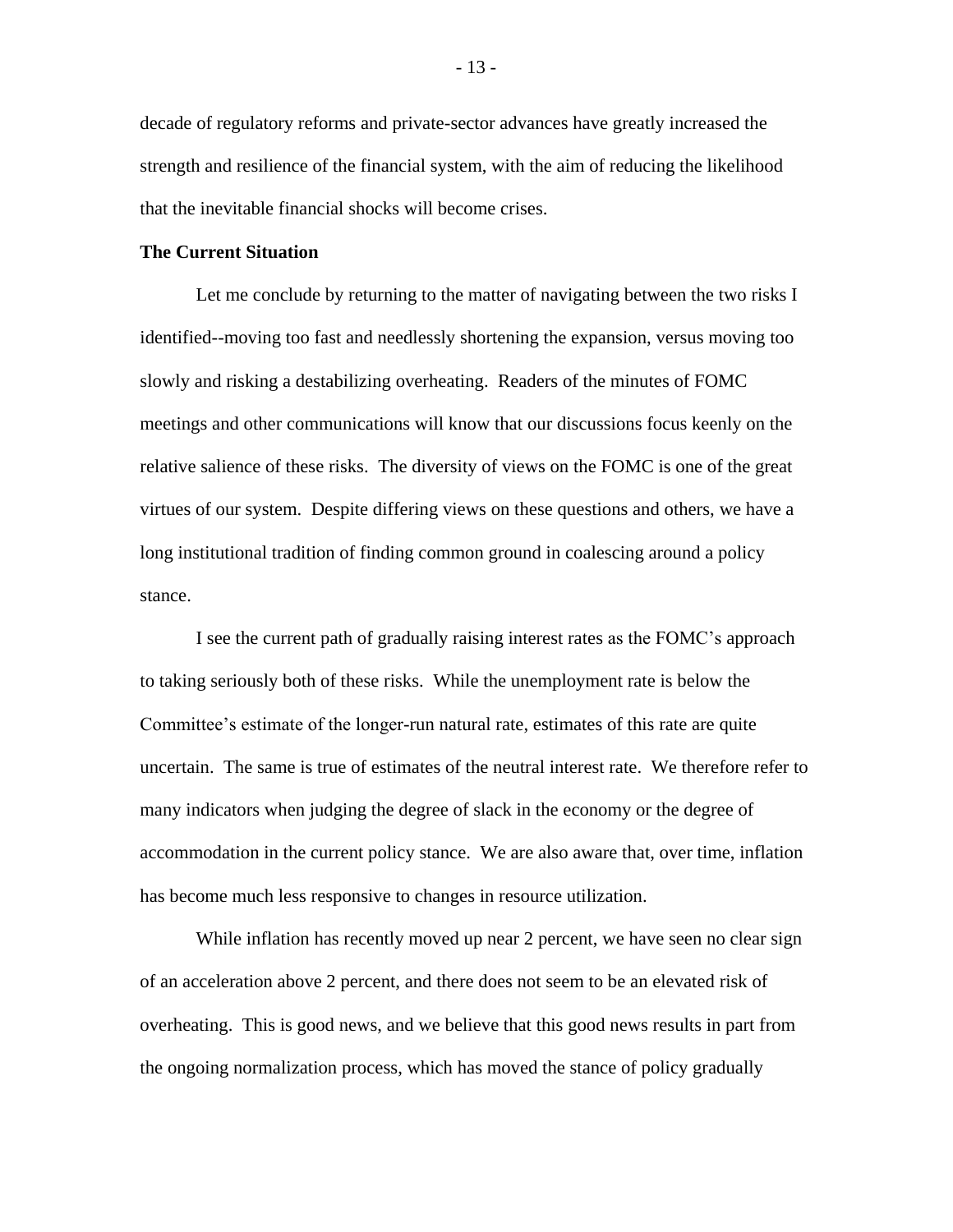decade of regulatory reforms and private-sector advances have greatly increased the strength and resilience of the financial system, with the aim of reducing the likelihood that the inevitable financial shocks will become crises.

**The Current Situation**

Let me conclude by returning to the matter of navigating between the two risks I identified--moving too fast and needlessly shortening the expansion, versus moving too slowly and risking a destabilizing overheating. Readers of the minutes of FOMC meetings and other communications will know that our discussions focus keenly on the relative salience of these risks. The diversity of views on the FOMC is one of the great virtues of our system. Despite differing views on these questions and others, we have a long institutional tradition of finding common ground in coalescing around a policy stance.

I see the current path of gradually raising interest rates as the FOMC's approach to taking seriously both of these risks. While the unemployment rate is below the Committee's estimate of the longer-run natural rate, estimates of this rate are quite uncertain. The same is true of estimates of the neutral interest rate. We therefore refer to many indicators when judging the degree of slack in the economy or the degree of accommodation in the current policy stance. We are also aware that, over time, inflation has become much less responsive to changes in resource utilization.

While inflation has recently moved up near 2 percent, we have seen no clear sign of an acceleration above 2 percent, and there does not seem to be an elevated risk of overheating. This is good news, and we believe that this good news results in part from the ongoing normalization process, which has moved the stance of policy gradually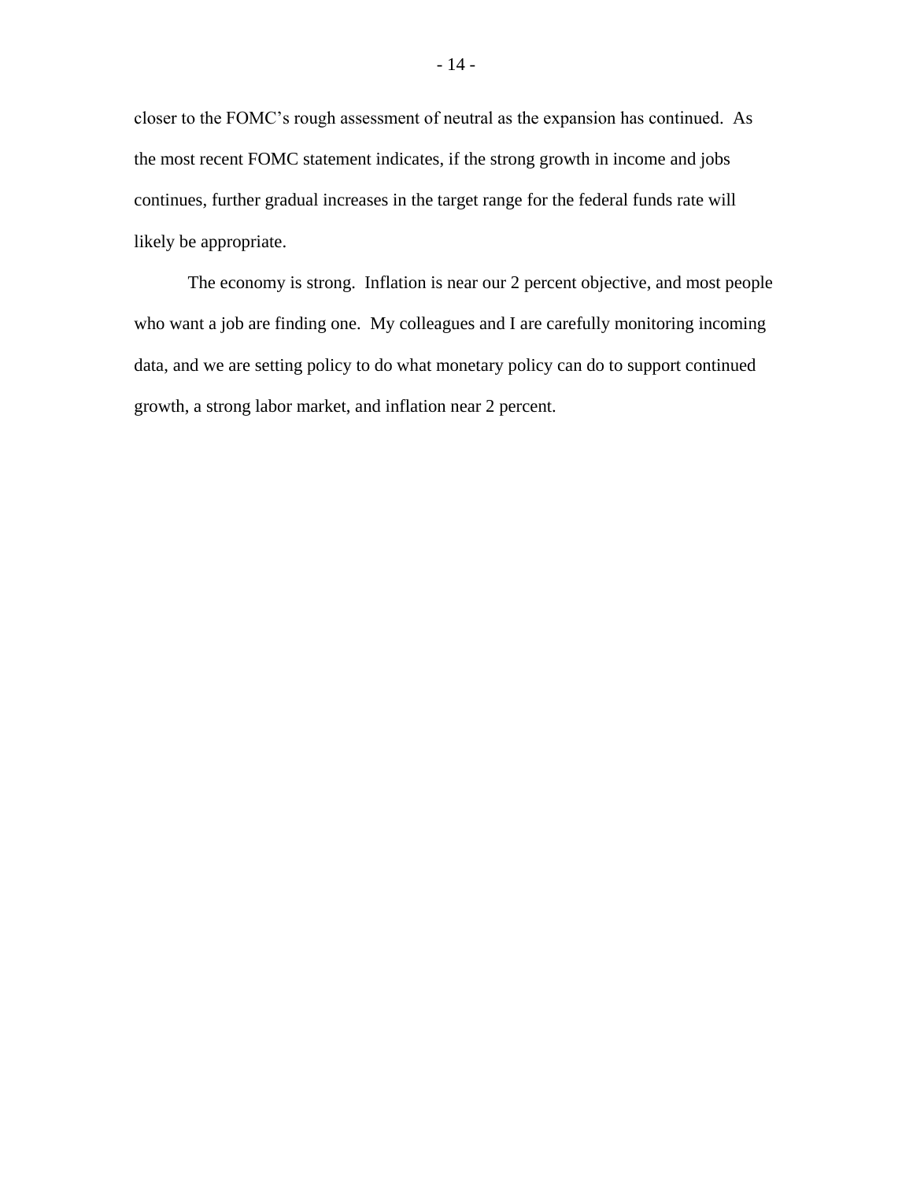closer to the FOMC's rough assessment of neutral as the expansion has continued. As the most recent FOMC statement indicates, if the strong growth in income and jobs continues, further gradual increases in the target range for the federal funds rate will likely be appropriate.

The economy is strong. Inflation is near our 2 percent objective, and most people who want a job are finding one. My colleagues and I are carefully monitoring incoming data, and we are setting policy to do what monetary policy can do to support continued growth, a strong labor market, and inflation near 2 percent.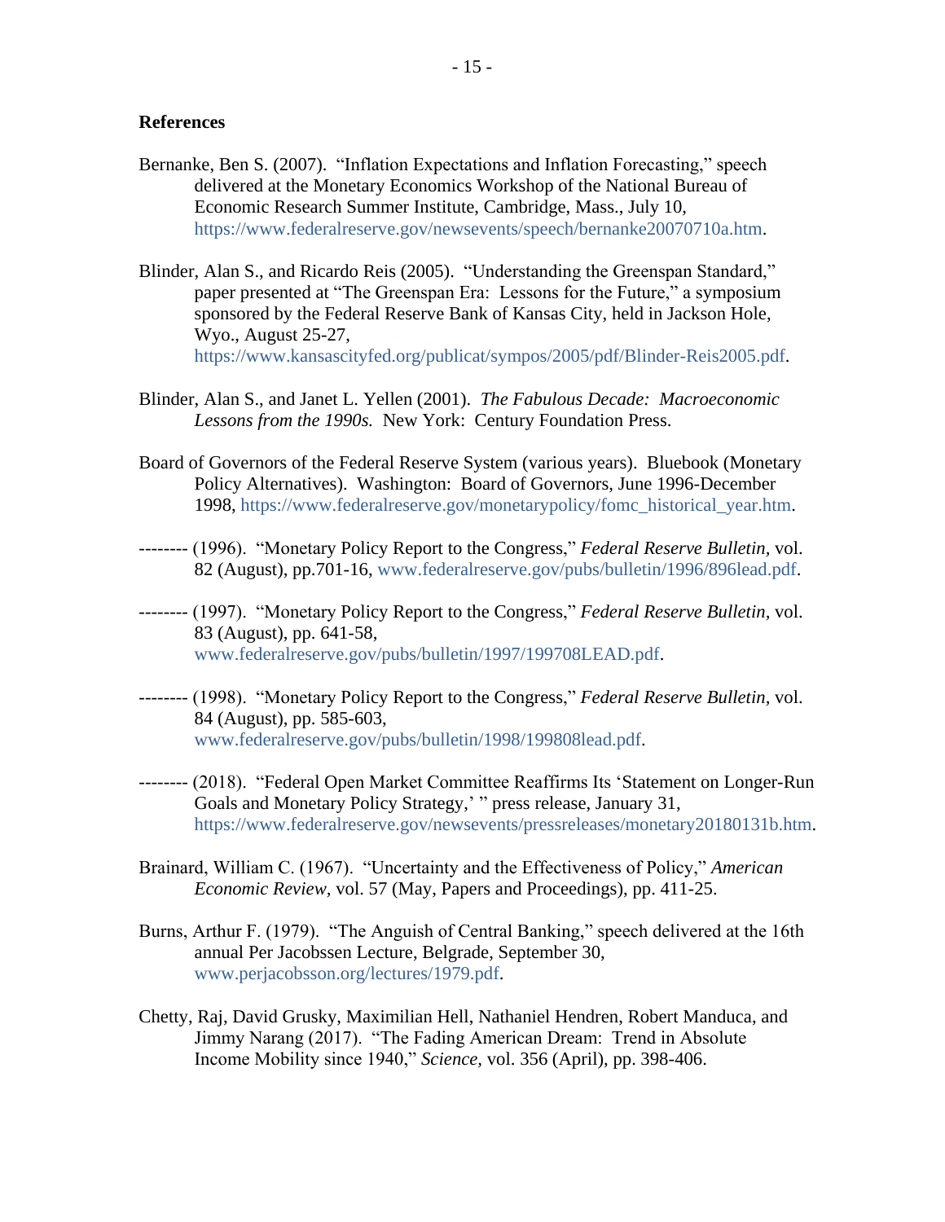## References

Bernanke, Ben S. (2007). "Inflation Expectations and Inflation Forecasting," speech delivered at the Monetary Economics Workshop of the National Bureau of Economic Research Summer Institute, Cambridge, Mass., July 10, https://www.federalreserve.gov/newsevents/speech/bernanke20070710a.htm.

Blinder, Alan S., and Ricardo Reis (2005). "Understanding the Greenspan Standard," paper presented at "The Greenspan Era: Lessons for the Future," a symposium sponsored by the Federal Reserve Bank of Kansas City, held in Jackson Hole, Wyo., August 25-27, https://www.kansascityfed.org/publicat/sympos/2005/pdf/Blinder-Reis2005.pdf.

Blinder, Alan S., and Janet L. Yellen (2001). *The Fabulous Decade: Macroeconomic Lessons from the 1990s.* New York: Century Foundation Press.

Board of Governors of the Federal Reserve System (various years). Bluebook (Monetary Policy Alternatives). Washington: Board of Governors, June 1996-December 1998, https://www.federalreserve.gov/monetarypolicy/fomc_historical_year.htm.

-------- (1996). "Monetary Policy Report to the Congress," *Federal Reserve Bulletin*, vol. 82 (August), pp.701-16, www.federalreserve.gov/pubs/bulletin/1996/896lead.pdf.

-------- (1997). "Monetary Policy Report to the Congress," *Federal Reserve Bulletin*, vol. 83 (August), pp. 641-58, www.federalreserve.gov/pubs/bulletin/1997/199708LEAD.pdf.

-------- (1998). "Monetary Policy Report to the Congress," *Federal Reserve Bulletin*, vol. 84 (August), pp. 585-603, www.federalreserve.gov/pubs/bulletin/1998/199808lead.pdf.

-------- (2018). "Federal Open Market Committee Reaffirms Its 'Statement on Longer-Run Goals and Monetary Policy Strategy,' " press release, January 31, https://www.federalreserve.gov/newsevents/pressreleases/monetary20180131b.htm.

Brainard, William C. (1967). "Uncertainty and the Effectiveness of Policy," *American Economic Review*, vol. 57 (May, Papers and Proceedings), pp. 411-25.

Burns, Arthur F. (1979). "The Anguish of Central Banking," speech delivered at the 16th annual Per Jacobssen Lecture, Belgrade, September 30, www.perjacobsson.org/lectures/1979.pdf.

Chetty, Raj, David Grusky, Maximilian Hell, Nathaniel Hendren, Robert Manduca, and Jimmy Narang (2017). "The Fading American Dream: Trend in Absolute Income Mobility since 1940," *Science*, vol. 356 (April), pp. 398-406.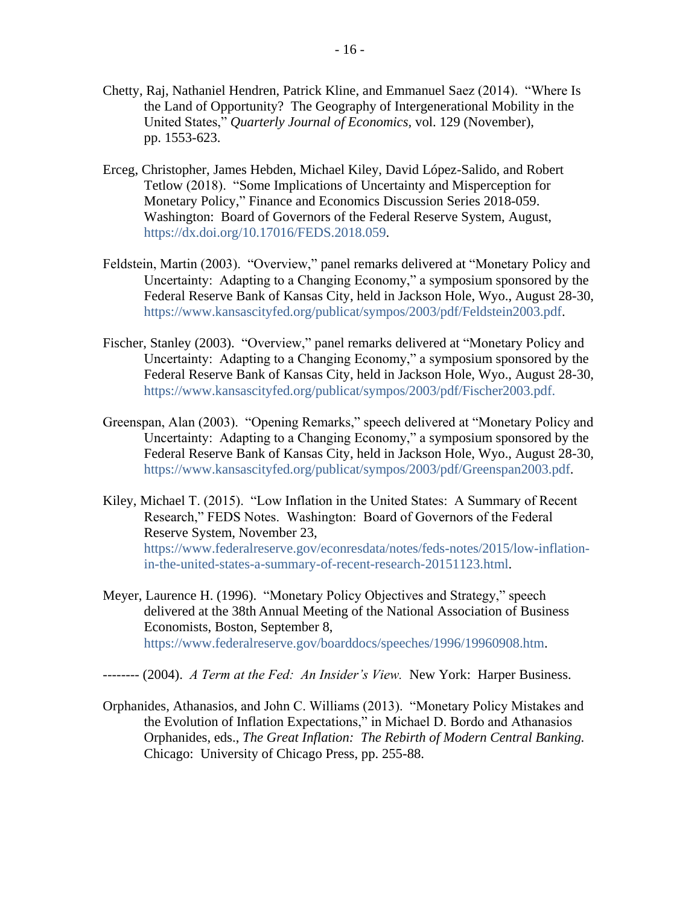Chetty, Raj, Nathaniel Hendren, Patrick Kline, and Emmanuel Saez (2014). "Where Is the Land of Opportunity? The Geography of Intergenerational Mobility in the United States," *Quarterly Journal of Economics*, vol. 129 (November), pp. 1553-623.

Erceg, Christopher, James Hebden, Michael Kiley, David López-Salido, and Robert Tetlow (2018). "Some Implications of Uncertainty and Misperception for Monetary Policy," Finance and Economics Discussion Series 2018-059. Washington: Board of Governors of the Federal Reserve System, August, https://dx.doi.org/10.17016/FEDS.2018.059.

Feldstein, Martin (2003). "Overview," panel remarks delivered at "Monetary Policy and Uncertainty: Adapting to a Changing Economy," a symposium sponsored by the Federal Reserve Bank of Kansas City, held in Jackson Hole, Wyo., August 28-30, https://www.kansascityfed.org/publicat/sympos/2003/pdf/Feldstein2003.pdf.

Fischer, Stanley (2003). "Overview," panel remarks delivered at "Monetary Policy and Uncertainty: Adapting to a Changing Economy," a symposium sponsored by the Federal Reserve Bank of Kansas City, held in Jackson Hole, Wyo., August 28-30, https://www.kansascityfed.org/publicat/sympos/2003/pdf/Fischer2003.pdf.

Greenspan, Alan (2003). "Opening Remarks," speech delivered at "Monetary Policy and Uncertainty: Adapting to a Changing Economy," a symposium sponsored by the Federal Reserve Bank of Kansas City, held in Jackson Hole, Wyo., August 28-30, https://www.kansascityfed.org/publicat/sympos/2003/pdf/Greenspan2003.pdf.

Kiley, Michael T. (2015). "Low Inflation in the United States: A Summary of Recent Research," FEDS Notes. Washington: Board of Governors of the Federal Reserve System, November 23, https://www.federalreserve.gov/econresdata/notes/feds-notes/2015/low-inflation-in-the-united-states-a-summary-of-recent-research-20151123.html.

Meyer, Laurence H. (1996). "Monetary Policy Objectives and Strategy," speech delivered at the 38th Annual Meeting of the National Association of Business Economists, Boston, September 8, https://www.federalreserve.gov/boarddocs/speeches/1996/19960908.htm.

-------- (2004). *A Term at the Fed: An Insider's View.* New York: Harper Business.

Orphanides, Athanasios, and John C. Williams (2013). "Monetary Policy Mistakes and the Evolution of Inflation Expectations," in Michael D. Bordo and Athanasios Orphanides, eds., *The Great Inflation: The Rebirth of Modern Central Banking.* Chicago: University of Chicago Press, pp. 255-88.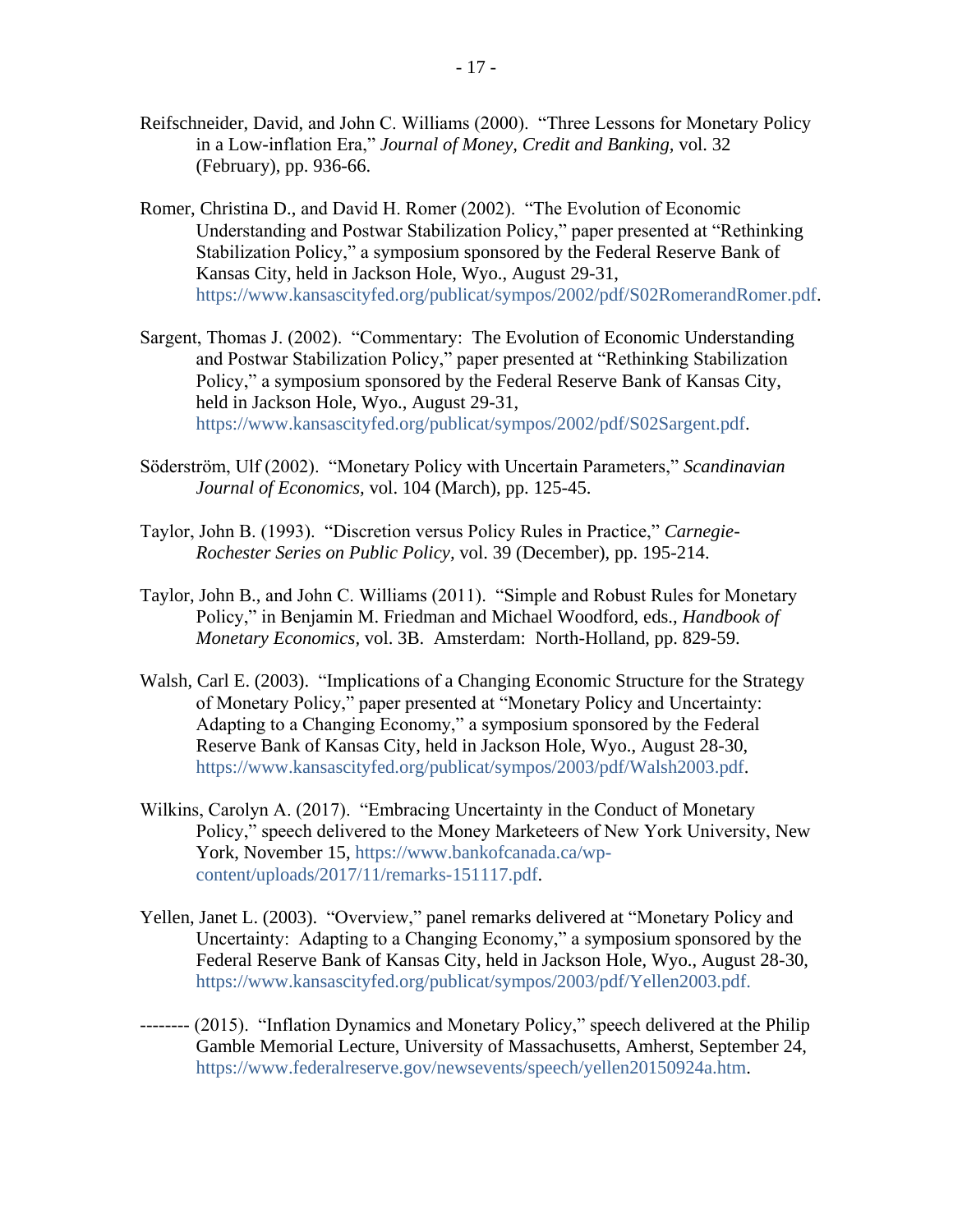Reifschneider, David, and John C. Williams (2000). "Three Lessons for Monetary Policy in a Low-inflation Era," *Journal of Money, Credit and Banking,* vol. 32 (February), pp. 936-66.

Romer, Christina D., and David H. Romer (2002). "The Evolution of Economic Understanding and Postwar Stabilization Policy," paper presented at "Rethinking Stabilization Policy," a symposium sponsored by the Federal Reserve Bank of Kansas City, held in Jackson Hole, Wyo., August 29-31, https://www.kansascityfed.org/publicat/sympos/2002/pdf/S02RomerandRomer.pdf.

Sargent, Thomas J. (2002). "Commentary: The Evolution of Economic Understanding and Postwar Stabilization Policy," paper presented at "Rethinking Stabilization Policy," a symposium sponsored by the Federal Reserve Bank of Kansas City, held in Jackson Hole, Wyo., August 29-31, https://www.kansascityfed.org/publicat/sympos/2002/pdf/S02Sargent.pdf.

Söderström, Ulf (2002). "Monetary Policy with Uncertain Parameters," *Scandinavian Journal of Economics,* vol. 104 (March), pp. 125-45.

Taylor, John B. (1993). "Discretion versus Policy Rules in Practice," *Carnegie-Rochester Series on Public Policy,* vol. 39 (December), pp. 195-214.

Taylor, John B., and John C. Williams (2011). "Simple and Robust Rules for Monetary Policy," in Benjamin M. Friedman and Michael Woodford, eds., *Handbook of Monetary Economics,* vol. 3B. Amsterdam: North-Holland, pp. 829-59.

Walsh, Carl E. (2003). "Implications of a Changing Economic Structure for the Strategy of Monetary Policy," paper presented at "Monetary Policy and Uncertainty: Adapting to a Changing Economy," a symposium sponsored by the Federal Reserve Bank of Kansas City, held in Jackson Hole, Wyo., August 28-30, https://www.kansascityfed.org/publicat/sympos/2003/pdf/Walsh2003.pdf.

Wilkins, Carolyn A. (2017). "Embracing Uncertainty in the Conduct of Monetary Policy," speech delivered to the Money Marketeers of New York University, New York, November 15, https://www.bankofcanada.ca/wp-content/uploads/2017/11/remarks-151117.pdf.

Yellen, Janet L. (2003). "Overview," panel remarks delivered at "Monetary Policy and Uncertainty: Adapting to a Changing Economy," a symposium sponsored by the Federal Reserve Bank of Kansas City, held in Jackson Hole, Wyo., August 28-30, https://www.kansascityfed.org/publicat/sympos/2003/pdf/Yellen2003.pdf.

-------- (2015). "Inflation Dynamics and Monetary Policy," speech delivered at the Philip Gamble Memorial Lecture, University of Massachusetts, Amherst, September 24, https://www.federalreserve.gov/newsevents/speech/yellen20150924a.htm.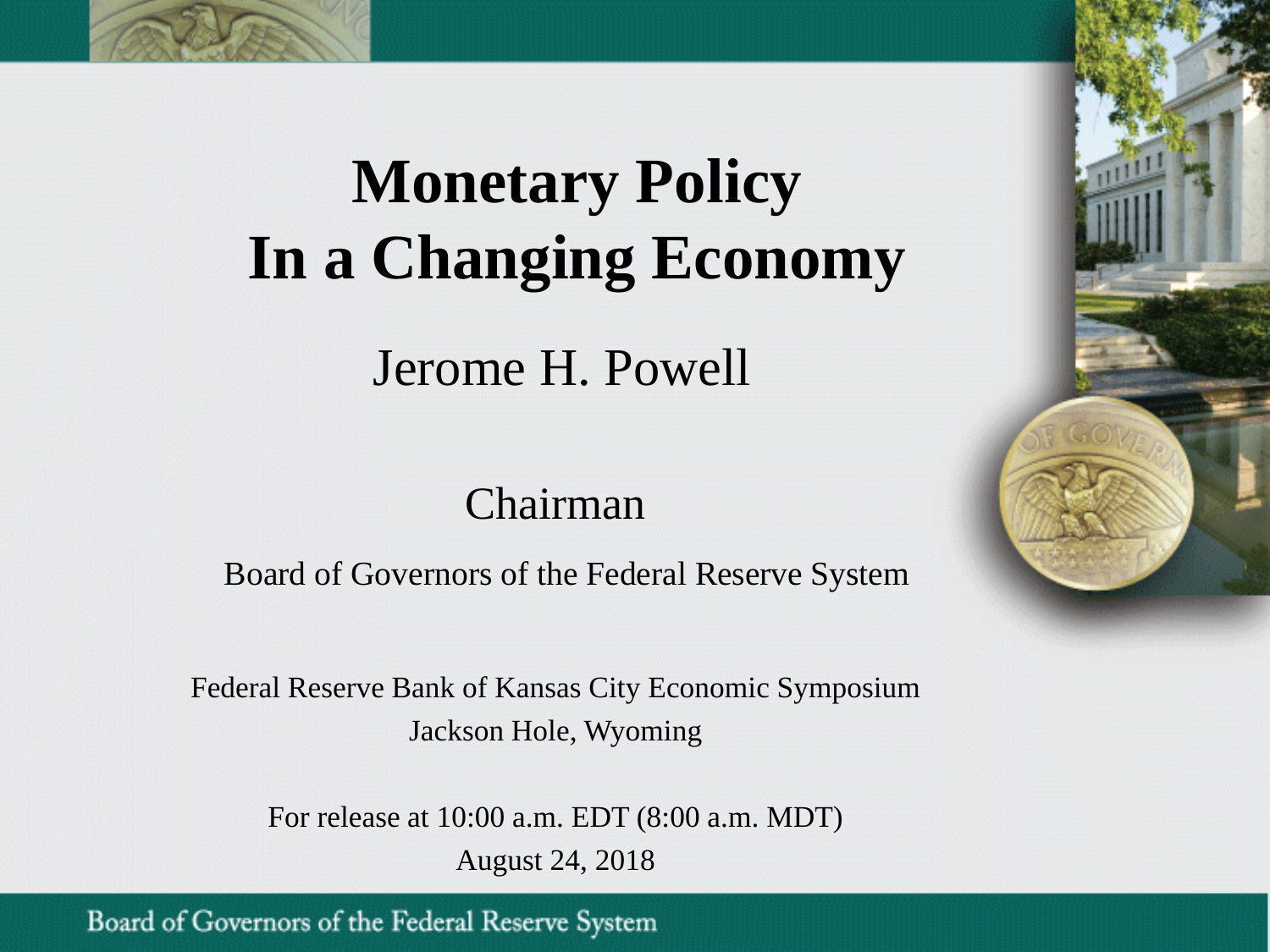# Monetary Policy In a Changing Economy

Jerome H. Powell

Chairman

Board of Governors of the Federal Reserve System

Federal Reserve Bank of Kansas City Economic Symposium
Jackson Hole, Wyoming

For release at 10:00 a.m. EDT (8:00 a.m. MDT)
August 24, 2018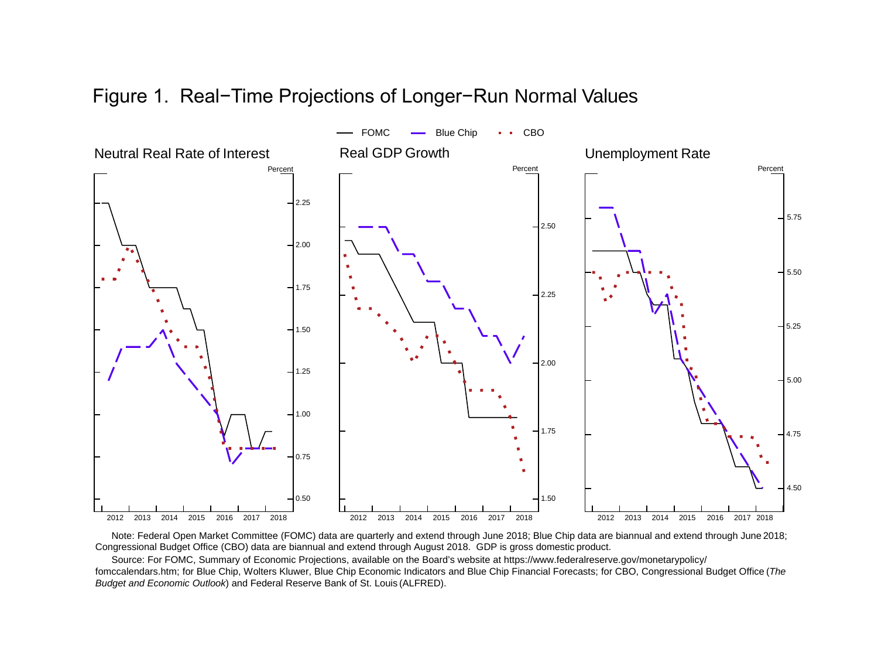# Figure 1. Real−Time Projections of Longer−Run Normal Values

FOMC — Blue Chip — CBO

Neutral Real Rate of Interest

Real GDP Growth

Unemployment Rate

Note: Federal Open Market Committee (FOMC) data are quarterly and extend through June 2018; Blue Chip data are biannual and extend through June 2018; Congressional Budget Office (CBO) data are biannual and extend through August 2018. GDP is gross domestic product.

Source: For FOMC, Summary of Economic Projections, available on the Board's website at https://www.federalreserve.gov/monetarypolicy/fomccalendars.htm; for Blue Chip, Wolters Kluwer, Blue Chip Economic Indicators and Blue Chip Financial Forecasts; for CBO, Congressional Budget Office (*The Budget and Economic Outlook*) and Federal Reserve Bank of St. Louis (ALFRED).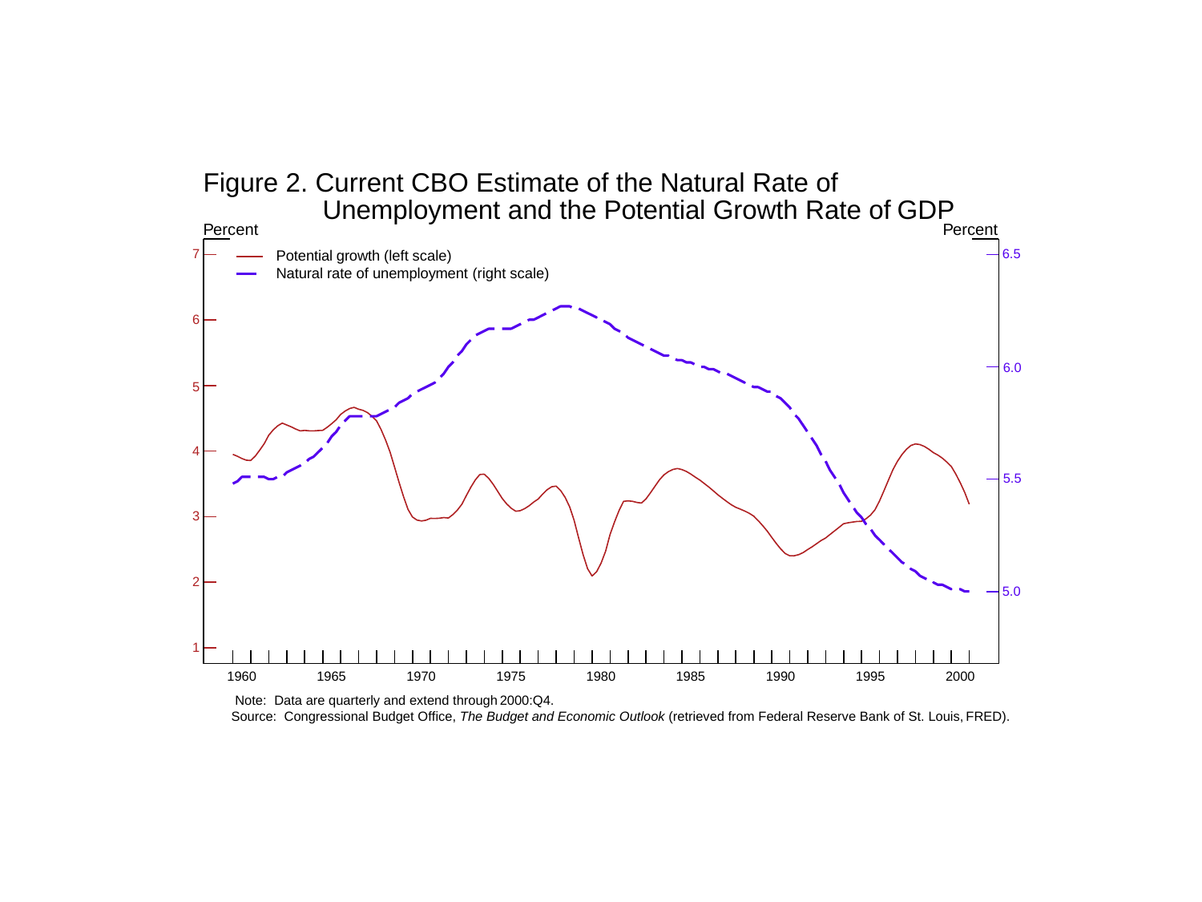Figure 2. Current CBO Estimate of the Natural Rate of Unemployment and the Potential Growth Rate of GDP

Note: Data are quarterly and extend through 2000:Q4.

Source: Congressional Budget Office, *The Budget and Economic Outlook* (retrieved from Federal Reserve Bank of St. Louis, FRED).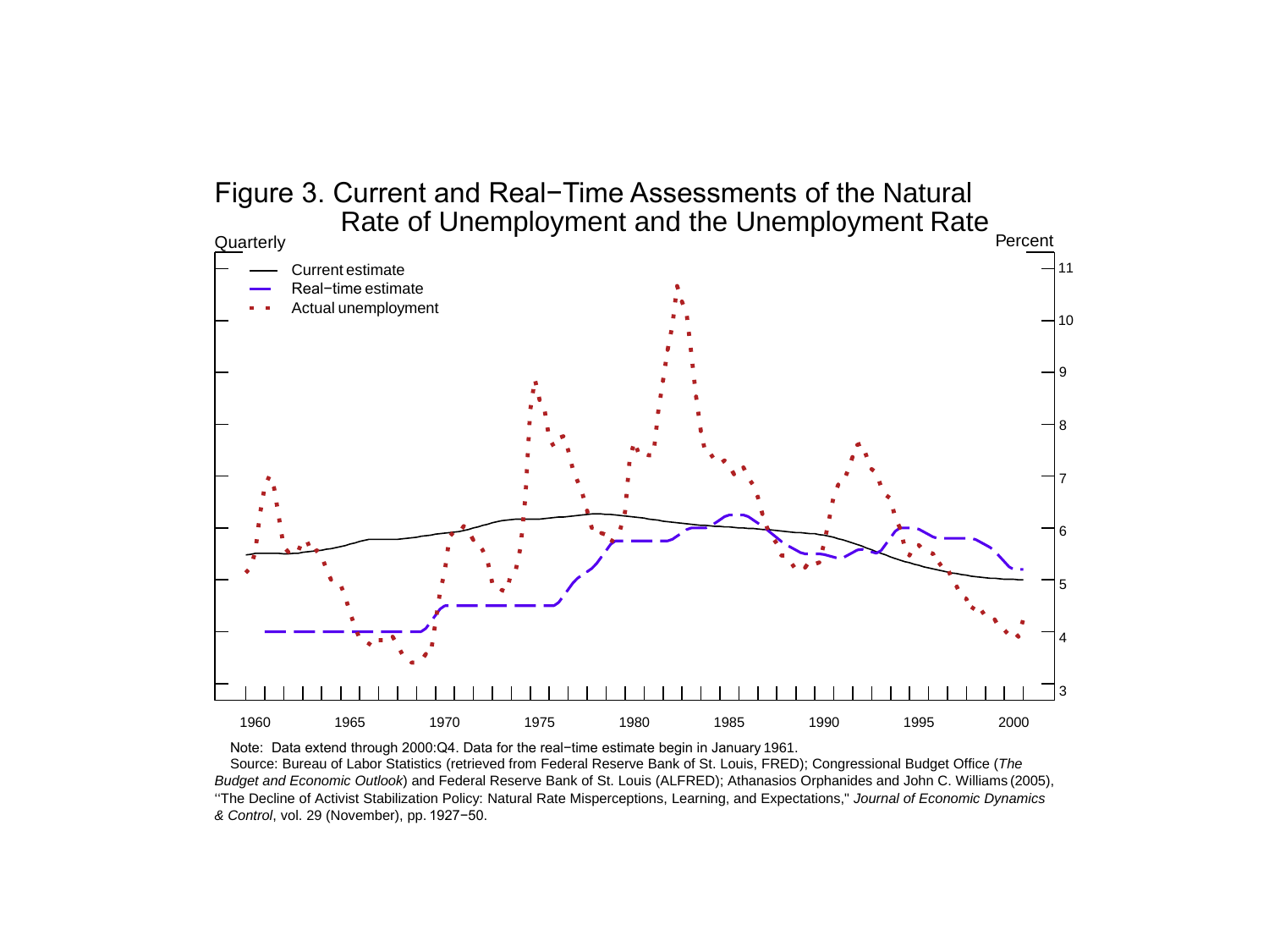Figure 3. Current and Real−Time Assessments of the Natural Rate of Unemployment and the Unemployment Rate

Note: Data extend through 2000:Q4. Data for the real−time estimate begin in January 1961.

Source: Bureau of Labor Statistics (retrieved from Federal Reserve Bank of St. Louis, FRED); Congressional Budget Office (*The Budget and Economic Outlook*) and Federal Reserve Bank of St. Louis (ALFRED); Athanasios Orphanides and John C. Williams (2005), "The Decline of Activist Stabilization Policy: Natural Rate Misperceptions, Learning, and Expectations," *Journal of Economic Dynamics & Control*, vol. 29 (November), pp. 1927−50.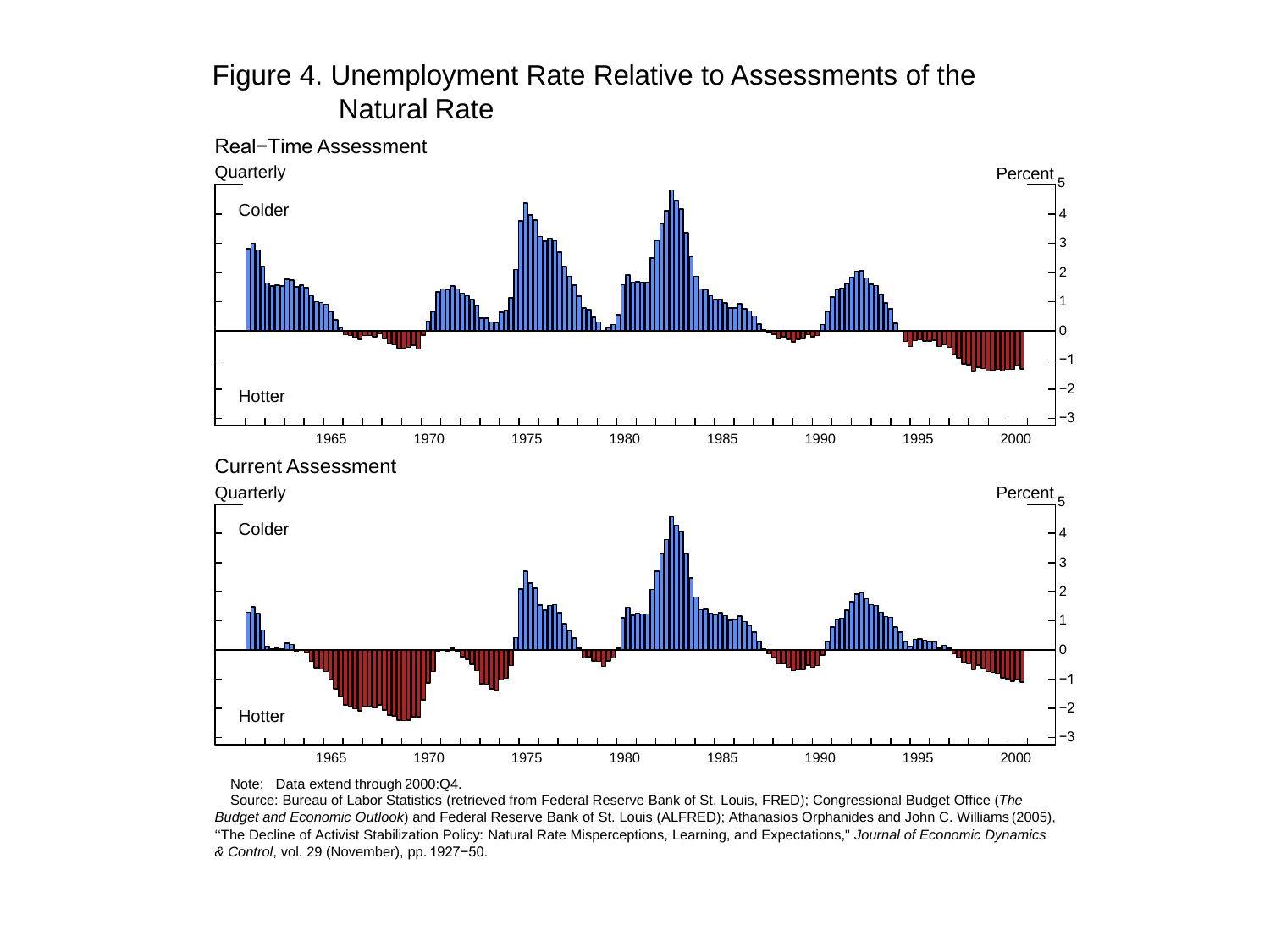# Figure 4. Unemployment Rate Relative to Assessments of the Natural Rate

Real−Time Assessment

Quarterly

Percent

Colder

Hotter

5
4
3
2
1
0
−1
−2
−3

1965 1970 1975 1980 1985 1990 1995 2000

Current Assessment

Quarterly

Percent

Colder

Hotter

5
4
3
2
1
0
−1
−2
−3

1965 1970 1975 1980 1985 1990 1995 2000

Note: Data extend through 2000:Q4.

Source: Bureau of Labor Statistics (retrieved from Federal Reserve Bank of St. Louis, FRED); Congressional Budget Office (*The Budget and Economic Outlook*) and Federal Reserve Bank of St. Louis (ALFRED); Athanasios Orphanides and John C. Williams (2005), ''The Decline of Activist Stabilization Policy: Natural Rate Misperceptions, Learning, and Expectations,'' *Journal of Economic Dynamics & Control*, vol. 29 (November), pp. 1927−50.